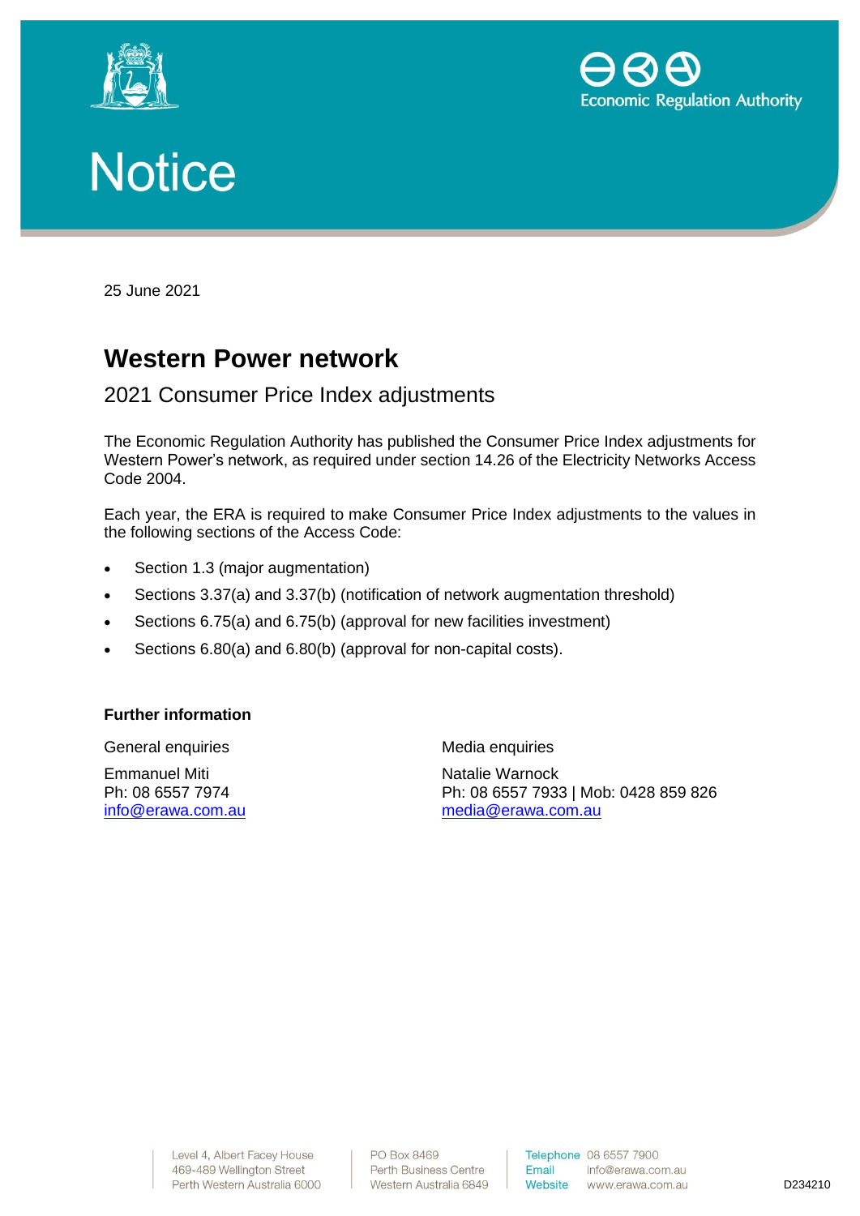# Notice

25 June 2021

## Western Power network

### 2021 Consumer Price Index adjustments

The Economic Regulation Authority has published the Consumer Price Index adjustments for Western Power's network, as required under section 14.26 of the Electricity Networks Access Code 2004.

Each year, the ERA is required to make Consumer Price Index adjustments to the values in the following sections of the Access Code:

- Section 1.3 (major augmentation)
- Sections 3.37(a) and 3.37(b) (notification of network augmentation threshold)
- Sections 6.75(a) and 6.75(b) (approval for new facilities investment)
- Sections 6.80(a) and 6.80(b) (approval for non-capital costs).

**Further information**

General enquiries

Emmanuel Miti
Ph: 08 6557 7974
info@erawa.com.au

Media enquiries

Natalie Warnock
Ph: 08 6557 7933 | Mob: 0428 859 826
media@erawa.com.au

Level 4, Albert Facey House
469-489 Wellington Street
Perth Western Australia 6000

PO Box 8469
Perth Business Centre
Western Australia 6849

Telephone 08 6557 7900
Email info@erawa.com.au
Website www.erawa.com.au

D234210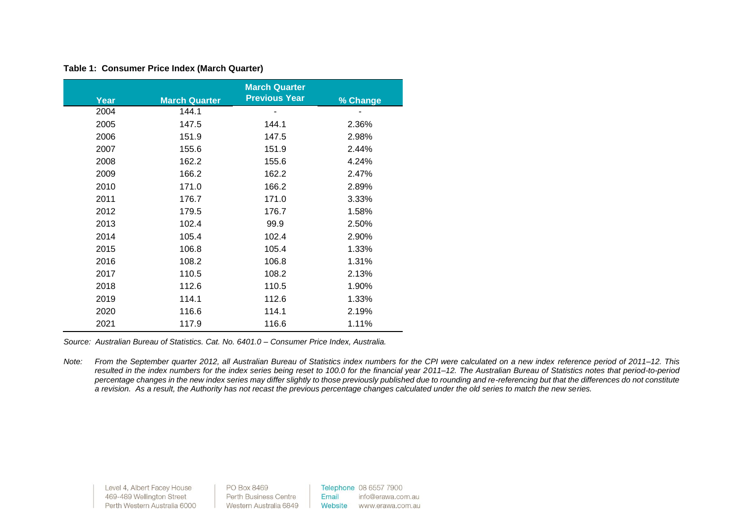**Table 1: Consumer Price Index (March Quarter)**

| Year | March Quarter | March Quarter Previous Year | % Change |
|---|---|---|---|
| 2004 | 144.1 | - | - |
| 2005 | 147.5 | 144.1 | 2.36% |
| 2006 | 151.9 | 147.5 | 2.98% |
| 2007 | 155.6 | 151.9 | 2.44% |
| 2008 | 162.2 | 155.6 | 4.24% |
| 2009 | 166.2 | 162.2 | 2.47% |
| 2010 | 171.0 | 166.2 | 2.89% |
| 2011 | 176.7 | 171.0 | 3.33% |
| 2012 | 179.5 | 176.7 | 1.58% |
| 2013 | 102.4 | 99.9 | 2.50% |
| 2014 | 105.4 | 102.4 | 2.90% |
| 2015 | 106.8 | 105.4 | 1.33% |
| 2016 | 108.2 | 106.8 | 1.31% |
| 2017 | 110.5 | 108.2 | 2.13% |
| 2018 | 112.6 | 110.5 | 1.90% |
| 2019 | 114.1 | 112.6 | 1.33% |
| 2020 | 116.6 | 114.1 | 2.19% |
| 2021 | 117.9 | 116.6 | 1.11% |

*Source: Australian Bureau of Statistics. Cat. No. 6401.0 – Consumer Price Index, Australia.*

*Note: From the September quarter 2012, all Australian Bureau of Statistics index numbers for the CPI were calculated on a new index reference period of 2011–12. This resulted in the index numbers for the index series being reset to 100.0 for the financial year 2011–12. The Australian Bureau of Statistics notes that period-to-period percentage changes in the new index series may differ slightly to those previously published due to rounding and re-referencing but that the differences do not constitute a revision. As a result, the Authority has not recast the previous percentage changes calculated under the old series to match the new series.*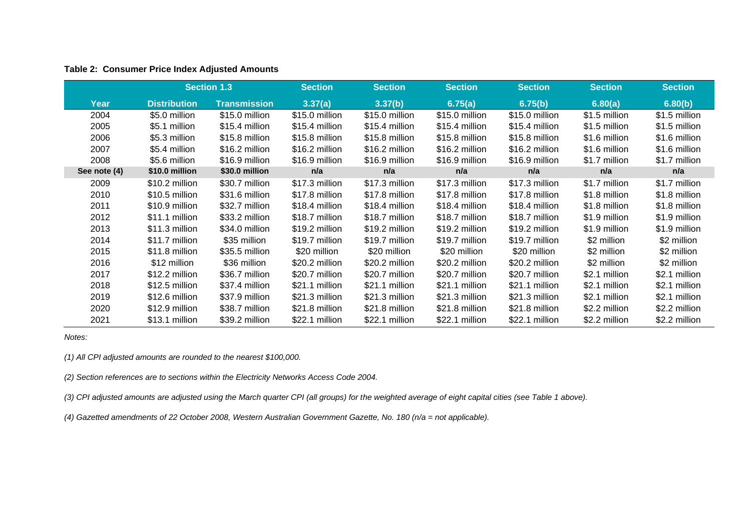**Table 2: Consumer Price Index Adjusted Amounts**

| | Section 1.3 | | Section | Section | Section | Section | Section | Section |
|---|---|---|---|---|---|---|---|---|
| **Year** | **Distribution** | **Transmission** | **3.37(a)** | **3.37(b)** | **6.75(a)** | **6.75(b)** | **6.80(a)** | **6.80(b)** |
| 2004 | $5.0 million | $15.0 million | $15.0 million | $15.0 million | $15.0 million | $15.0 million | $1.5 million | $1.5 million |
| 2005 | $5.1 million | $15.4 million | $15.4 million | $15.4 million | $15.4 million | $15.4 million | $1.5 million | $1.5 million |
| 2006 | $5.3 million | $15.8 million | $15.8 million | $15.8 million | $15.8 million | $15.8 million | $1.6 million | $1.6 million |
| 2007 | $5.4 million | $16.2 million | $16.2 million | $16.2 million | $16.2 million | $16.2 million | $1.6 million | $1.6 million |
| 2008 | $5.6 million | $16.9 million | $16.9 million | $16.9 million | $16.9 million | $16.9 million | $1.7 million | $1.7 million |
| **See note (4)** | **$10.0 million** | **$30.0 million** | **n/a** | **n/a** | **n/a** | **n/a** | **n/a** | **n/a** |
| 2009 | $10.2 million | $30.7 million | $17.3 million | $17.3 million | $17.3 million | $17.3 million | $1.7 million | $1.7 million |
| 2010 | $10.5 million | $31.6 million | $17.8 million | $17.8 million | $17.8 million | $17.8 million | $1.8 million | $1.8 million |
| 2011 | $10.9 million | $32.7 million | $18.4 million | $18.4 million | $18.4 million | $18.4 million | $1.8 million | $1.8 million |
| 2012 | $11.1 million | $33.2 million | $18.7 million | $18.7 million | $18.7 million | $18.7 million | $1.9 million | $1.9 million |
| 2013 | $11.3 million | $34.0 million | $19.2 million | $19.2 million | $19.2 million | $19.2 million | $1.9 million | $1.9 million |
| 2014 | $11.7 million | $35 million | $19.7 million | $19.7 million | $19.7 million | $19.7 million | $2 million | $2 million |
| 2015 | $11.8 million | $35.5 million | $20 million | $20 million | $20 million | $20 million | $2 million | $2 million |
| 2016 | $12 million | $36 million | $20.2 million | $20.2 million | $20.2 million | $20.2 million | $2 million | $2 million |
| 2017 | $12.2 million | $36.7 million | $20.7 million | $20.7 million | $20.7 million | $20.7 million | $2.1 million | $2.1 million |
| 2018 | $12.5 million | $37.4 million | $21.1 million | $21.1 million | $21.1 million | $21.1 million | $2.1 million | $2.1 million |
| 2019 | $12.6 million | $37.9 million | $21.3 million | $21.3 million | $21.3 million | $21.3 million | $2.1 million | $2.1 million |
| 2020 | $12.9 million | $38.7 million | $21.8 million | $21.8 million | $21.8 million | $21.8 million | $2.2 million | $2.2 million |
| 2021 | $13.1 million | $39.2 million | $22.1 million | $22.1 million | $22.1 million | $22.1 million | $2.2 million | $2.2 million |

*Notes:*

*(1) All CPI adjusted amounts are rounded to the nearest $100,000.*

*(2) Section references are to sections within the Electricity Networks Access Code 2004.*

*(3) CPI adjusted amounts are adjusted using the March quarter CPI (all groups) for the weighted average of eight capital cities (see Table 1 above).*

*(4) Gazetted amendments of 22 October 2008, Western Australian Government Gazette, No. 180 (n/a = not applicable).*